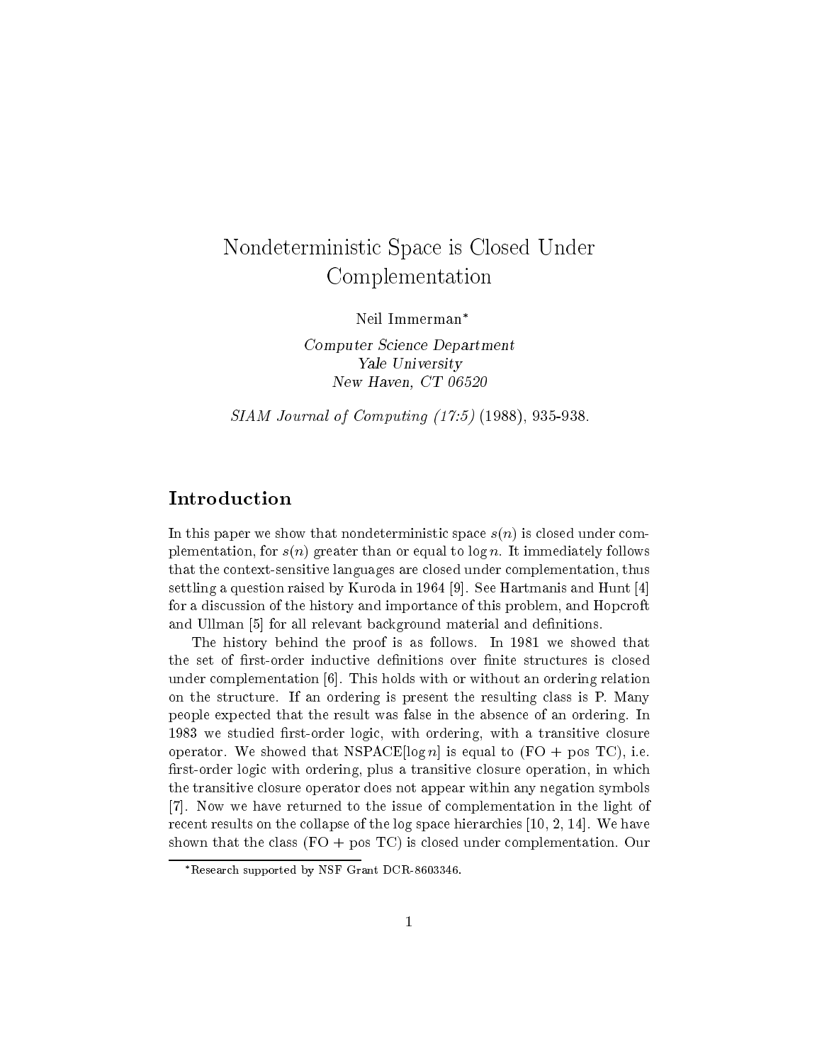# Nondeterministic Space is Closed Under Complementation

Neil Immerman*

*Computer Science Department*
*Yale University*
*New Haven, CT 06520*

*SIAM Journal of Computing (17:5)* (1988), 935-938.

## Introduction

In this paper we show that nondeterministic space $s(n)$ is closed under complementation, for $s(n)$ greater than or equal to $\log n$. It immediately follows that the context-sensitive languages are closed under complementation, thus settling a question raised by Kuroda in 1964 [9]. See Hartmanis and Hunt [4] for a discussion of the history and importance of this problem, and Hopcroft and Ullman [5] for all relevant background material and definitions.

The history behind the proof is as follows. In 1981 we showed that the set of first-order inductive definitions over finite structures is closed under complementation [6]. This holds with or without an ordering relation on the structure. If an ordering is present the resulting class is P. Many people expected that the result was false in the absence of an ordering. In 1983 we studied first-order logic, with ordering, with a transitive closure operator. We showed that NSPACE[$\log n$] is equal to (FO + pos TC), i.e. first-order logic with ordering, plus a transitive closure operation, in which the transitive closure operator does not appear within any negation symbols [7]. Now we have returned to the issue of complementation in the light of recent results on the collapse of the log space hierarchies [10, 2, 14]. We have shown that the class (FO + pos TC) is closed under complementation. Our

*Research supported by NSF Grant DCR-8603346.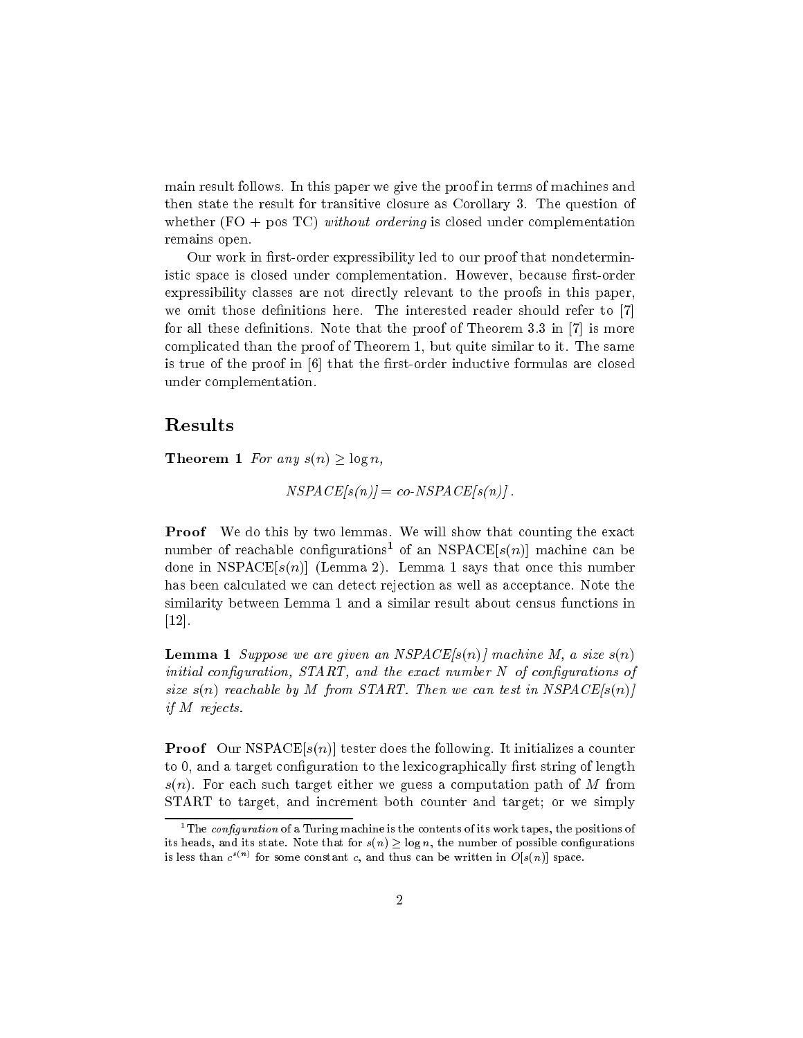main result follows. In this paper we give the proof in terms of machines and then state the result for transitive closure as Corollary 3. The question of whether (FO + pos TC) *without ordering* is closed under complementation remains open.

Our work in first-order expressibility led to our proof that nondeterministic space is closed under complementation. However, because first-order expressibility classes are not directly relevant to the proofs in this paper, we omit those definitions here. The interested reader should refer to [7] for all these definitions. Note that the proof of Theorem 3.3 in [7] is more complicated than the proof of Theorem 1, but quite similar to it. The same is true of the proof in [6] that the first-order inductive formulas are closed under complementation.

## Results

**Theorem 1** *For any $s(n) \geq \log n$,*

$$NSPACE[s(n)] = co\text{-}NSPACE[s(n)] .$$

**Proof** We do this by two lemmas. We will show that counting the exact number of reachable configurations[1] of an NSPACE[$s(n)$] machine can be done in NSPACE[$s(n)$] (Lemma 2). Lemma 1 says that once this number has been calculated we can detect rejection as well as acceptance. Note the similarity between Lemma 1 and a similar result about census functions in [12].

**Lemma 1** *Suppose we are given an NSPACE[$s(n)$] machine $M$, a size $s(n)$ initial configuration, $START$, and the exact number $N$ of configurations of size $s(n)$ reachable by $M$ from $START$. Then we can test in NSPACE[$s(n)$] if $M$ rejects.*

**Proof** Our NSPACE[$s(n)$] tester does the following. It initializes a counter to 0, and a target configuration to the lexicographically first string of length $s(n)$. For each such target either we guess a computation path of $M$ from START to target, and increment both counter and target; or we simply

---

[1] The *configuration* of a Turing machine is the contents of its work tapes, the positions of its heads, and its state. Note that for $s(n) \geq \log n$, the number of possible configurations is less than $c^{s(n)}$ for some constant $c$, and thus can be written in $O[s(n)]$ space.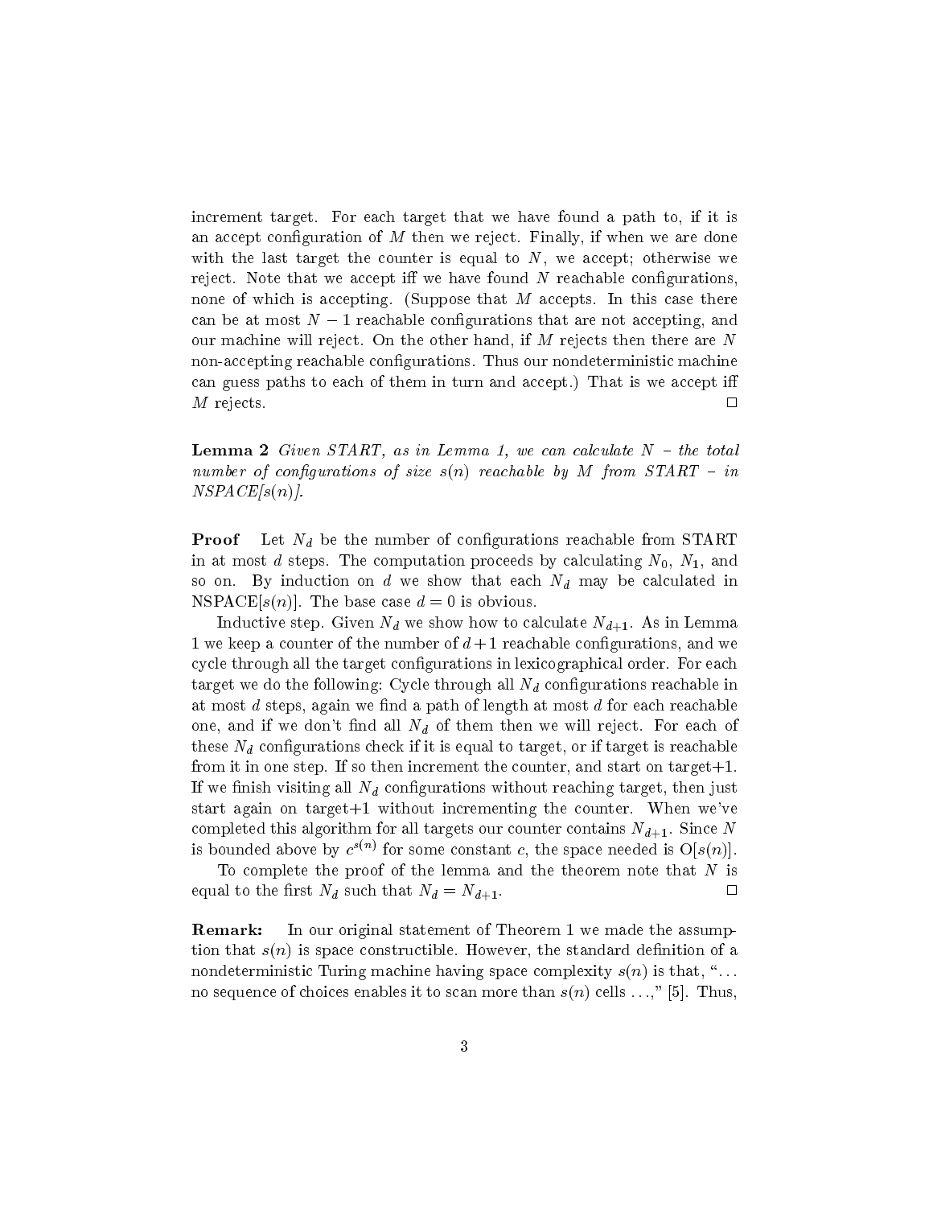increment target. For each target that we have found a path to, if it is an accept configuration of $M$ then we reject. Finally, if when we are done with the last target the counter is equal to $N$, we accept; otherwise we reject. Note that we accept iff we have found $N$ reachable configurations, none of which is accepting. (Suppose that $M$ accepts. In this case there can be at most $N - 1$ reachable configurations that are not accepting, and our machine will reject. On the other hand, if $M$ rejects then there are $N$ non-accepting reachable configurations. Thus our nondeterministic machine can guess paths to each of them in turn and accept.) That is we accept iff $M$ rejects. □

**Lemma 2** *Given START, as in Lemma 1, we can calculate $N$ – the total number of configurations of size $s(n)$ reachable by $M$ from START – in NSPACE[$s(n)$].*

**Proof** Let $N_d$ be the number of configurations reachable from START in at most $d$ steps. The computation proceeds by calculating $N_0$, $N_1$, and so on. By induction on $d$ we show that each $N_d$ may be calculated in NSPACE[$s(n)$]. The base case $d = 0$ is obvious.

Inductive step. Given $N_d$ we show how to calculate $N_{d+1}$. As in Lemma 1 we keep a counter of the number of $d+1$ reachable configurations, and we cycle through all the target configurations in lexicographical order. For each target we do the following: Cycle through all $N_d$ configurations reachable in at most $d$ steps, again we find a path of length at most $d$ for each reachable one, and if we don't find all $N_d$ of them then we will reject. For each of these $N_d$ configurations check if it is equal to target, or if target is reachable from it in one step. If so then increment the counter, and start on target+1. If we finish visiting all $N_d$ configurations without reaching target, then just start again on target+1 without incrementing the counter. When we've completed this algorithm for all targets our counter contains $N_{d+1}$. Since $N$ is bounded above by $c^{s(n)}$ for some constant $c$, the space needed is O[$s(n)$].

To complete the proof of the lemma and the theorem note that $N$ is equal to the first $N_d$ such that $N_d = N_{d+1}$. □

**Remark:** In our original statement of Theorem 1 we made the assumption that $s(n)$ is space constructible. However, the standard definition of a nondeterministic Turing machine having space complexity $s(n)$ is that, "... no sequence of choices enables it to scan more than $s(n)$ cells ...," [5]. Thus,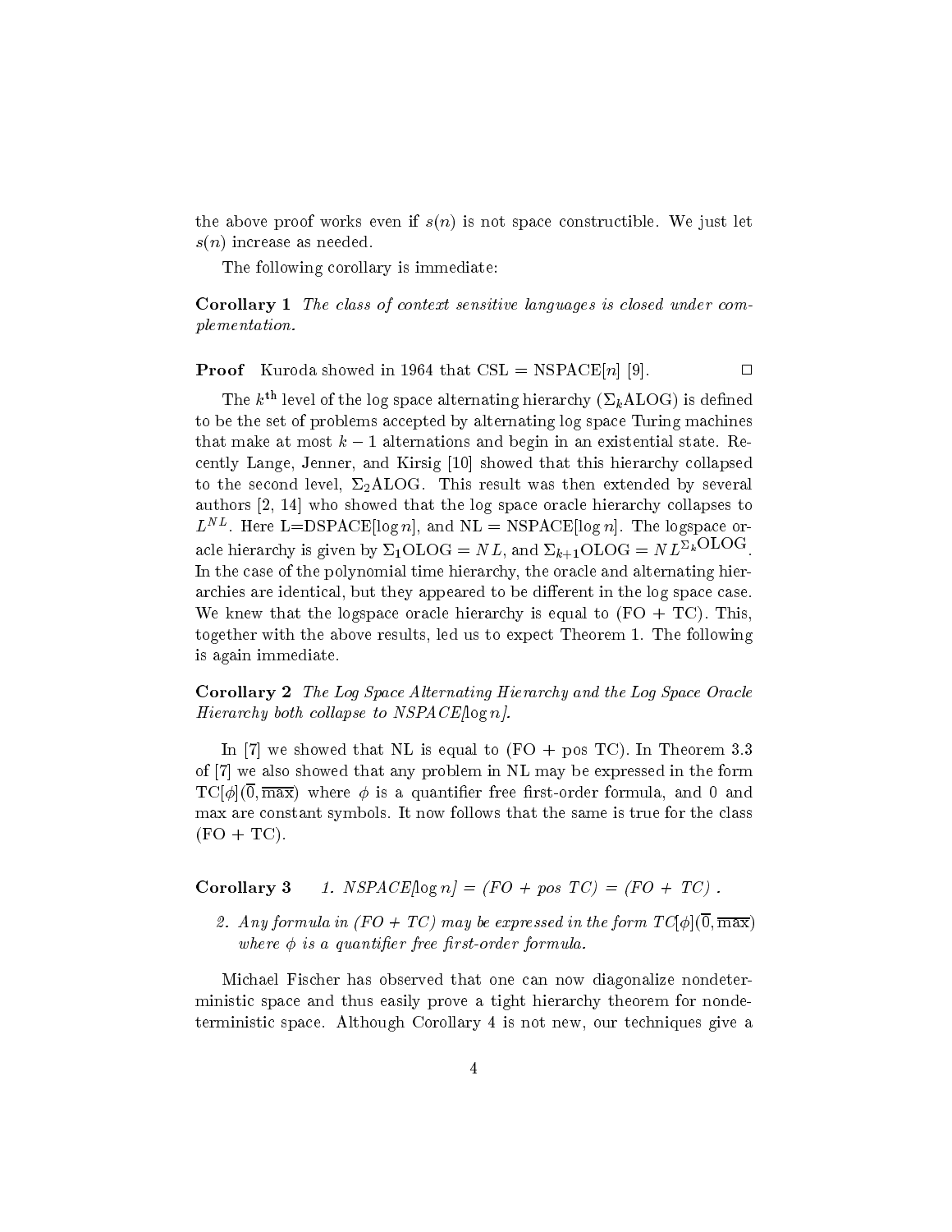the above proof works even if $s(n)$ is not space constructible. We just let $s(n)$ increase as needed.

The following corollary is immediate:

**Corollary 1** *The class of context sensitive languages is closed under complementation.*

**Proof** Kuroda showed in 1964 that CSL = NSPACE$[n]$ [9]. $\square$

The $k^{\text{th}}$ level of the log space alternating hierarchy ($\Sigma_k$ALOG) is defined to be the set of problems accepted by alternating log space Turing machines that make at most $k-1$ alternations and begin in an existential state. Recently Lange, Jenner, and Kirsig [10] showed that this hierarchy collapsed to the second level, $\Sigma_2$ALOG. This result was then extended by several authors [2, 14] who showed that the log space oracle hierarchy collapses to $L^{NL}$. Here L=DSPACE$[\log n]$, and NL = NSPACE$[\log n]$. The logspace oracle hierarchy is given by $\Sigma_1\text{OLOG} = NL$, and $\Sigma_{k+1}\text{OLOG} = NL^{\Sigma_k\text{OLOG}}$. In the case of the polynomial time hierarchy, the oracle and alternating hierarchies are identical, but they appeared to be different in the log space case. We knew that the logspace oracle hierarchy is equal to (FO + TC). This, together with the above results, led us to expect Theorem 1. The following is again immediate.

**Corollary 2** *The Log Space Alternating Hierarchy and the Log Space Oracle Hierarchy both collapse to NSPACE$[\log n]$.*

In [7] we showed that NL is equal to (FO + pos TC). In Theorem 3.3 of [7] we also showed that any problem in NL may be expressed in the form $\text{TC}[\phi](\overline{0}, \overline{\max})$ where $\phi$ is a quantifier free first-order formula, and 0 and max are constant symbols. It now follows that the same is true for the class (FO + TC).

**Corollary 3**

1. *NSPACE$[\log n]$ = (FO + pos TC) = (FO + TC) .*
2. *Any formula in (FO + TC) may be expressed in the form $TC[\phi](\overline{0}, \overline{\max})$ where $\phi$ is a quantifier free first-order formula.*

Michael Fischer has observed that one can now diagonalize nondeterministic space and thus easily prove a tight hierarchy theorem for nondeterministic space. Although Corollary 4 is not new, our techniques give a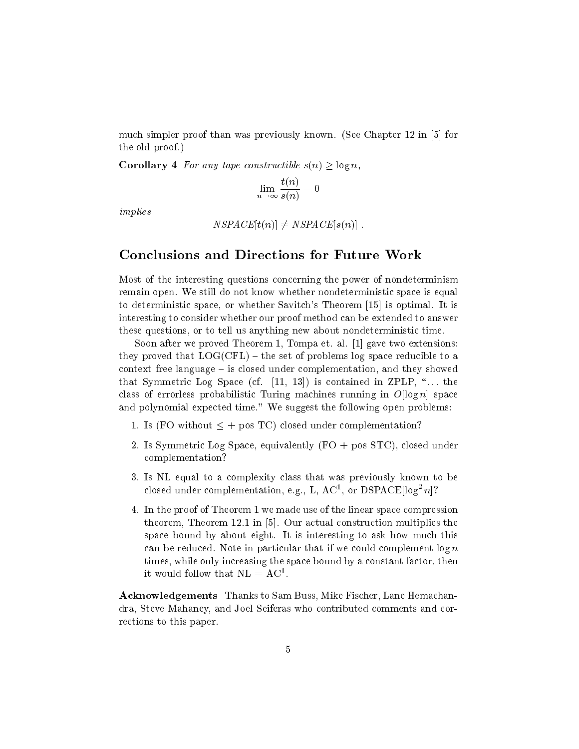much simpler proof than was previously known. (See Chapter 12 in [5] for the old proof.)

**Corollary 4** *For any tape constructible $s(n) \geq \log n$,*

$$\lim_{n \to \infty} \frac{t(n)}{s(n)} = 0$$

*implies*

$$NSPACE[t(n)] \neq NSPACE[s(n)] \ .$$

## Conclusions and Directions for Future Work

Most of the interesting questions concerning the power of nondeterminism remain open. We still do not know whether nondeterministic space is equal to deterministic space, or whether Savitch's Theorem [15] is optimal. It is interesting to consider whether our proof method can be extended to answer these questions, or to tell us anything new about nondeterministic time.

Soon after we proved Theorem 1, Tompa et. al. [1] gave two extensions: they proved that LOG(CFL) – the set of problems log space reducible to a context free language – is closed under complementation, and they showed that Symmetric Log Space (cf. [11, 13]) is contained in ZPLP, "... the class of errorless probabilistic Turing machines running in $O[\log n]$ space and polynomial expected time." We suggest the following open problems:

1. Is (FO without $\leq$ + pos TC) closed under complementation?
2. Is Symmetric Log Space, equivalently (FO + pos STC), closed under complementation?
3. Is NL equal to a complexity class that was previously known to be closed under complementation, e.g., L, $AC^1$, or DSPACE$[\log^2 n]$?
4. In the proof of Theorem 1 we made use of the linear space compression theorem, Theorem 12.1 in [5]. Our actual construction multiplies the space bound by about eight. It is interesting to ask how much this can be reduced. Note in particular that if we could complement $\log n$ times, while only increasing the space bound by a constant factor, then it would follow that NL = $AC^1$.

**Acknowledgements** Thanks to Sam Buss, Mike Fischer, Lane Hemachandra, Steve Mahaney, and Joel Seiferas who contributed comments and corrections to this paper.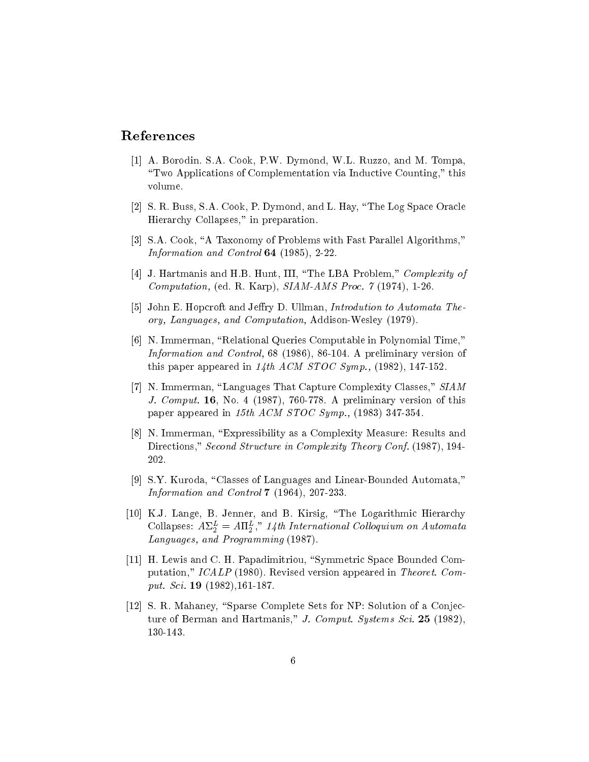## References

[1] A. Borodin. S.A. Cook, P.W. Dymond, W.L. Ruzzo, and M. Tompa, "Two Applications of Complementation via Inductive Counting," this volume.

[2] S. R. Buss, S.A. Cook, P. Dymond, and L. Hay, "The Log Space Oracle Hierarchy Collapses," in preparation.

[3] S.A. Cook, "A Taxonomy of Problems with Fast Parallel Algorithms," *Information and Control* **64** (1985), 2-22.

[4] J. Hartmanis and H.B. Hunt, III, "The LBA Problem," *Complexity of Computation,* (ed. R. Karp), *SIAM-AMS Proc. 7* (1974), 1-26.

[5] John E. Hopcroft and Jeffry D. Ullman, *Introdution to Automata Theory, Languages, and Computation,* Addison-Wesley (1979).

[6] N. Immerman, "Relational Queries Computable in Polynomial Time," *Information and Control,* 68 (1986), 86-104. A preliminary version of this paper appeared in *14th ACM STOC Symp.,* (1982), 147-152.

[7] N. Immerman, "Languages That Capture Complexity Classes," *SIAM J. Comput.* **16**, No. 4 (1987), 760-778. A preliminary version of this paper appeared in *15th ACM STOC Symp.,* (1983) 347-354.

[8] N. Immerman, "Expressibility as a Complexity Measure: Results and Directions," *Second Structure in Complexity Theory Conf.* (1987), 194-202.

[9] S.Y. Kuroda, "Classes of Languages and Linear-Bounded Automata," *Information and Control* **7** (1964), 207-233.

[10] K.J. Lange, B. Jenner, and B. Kirsig, "The Logarithmic Hierarchy Collapses: $A\Sigma_2^L = A\Pi_2^L$," *14th International Colloquium on Automata Languages, and Programming* (1987).

[11] H. Lewis and C. H. Papadimitriou, "Symmetric Space Bounded Computation," *ICALP* (1980). Revised version appeared in *Theoret. Comput. Sci.* **19** (1982),161-187.

[12] S. R. Mahaney, "Sparse Complete Sets for NP: Solution of a Conjecture of Berman and Hartmanis," *J. Comput. Systems Sci.* **25** (1982), 130-143.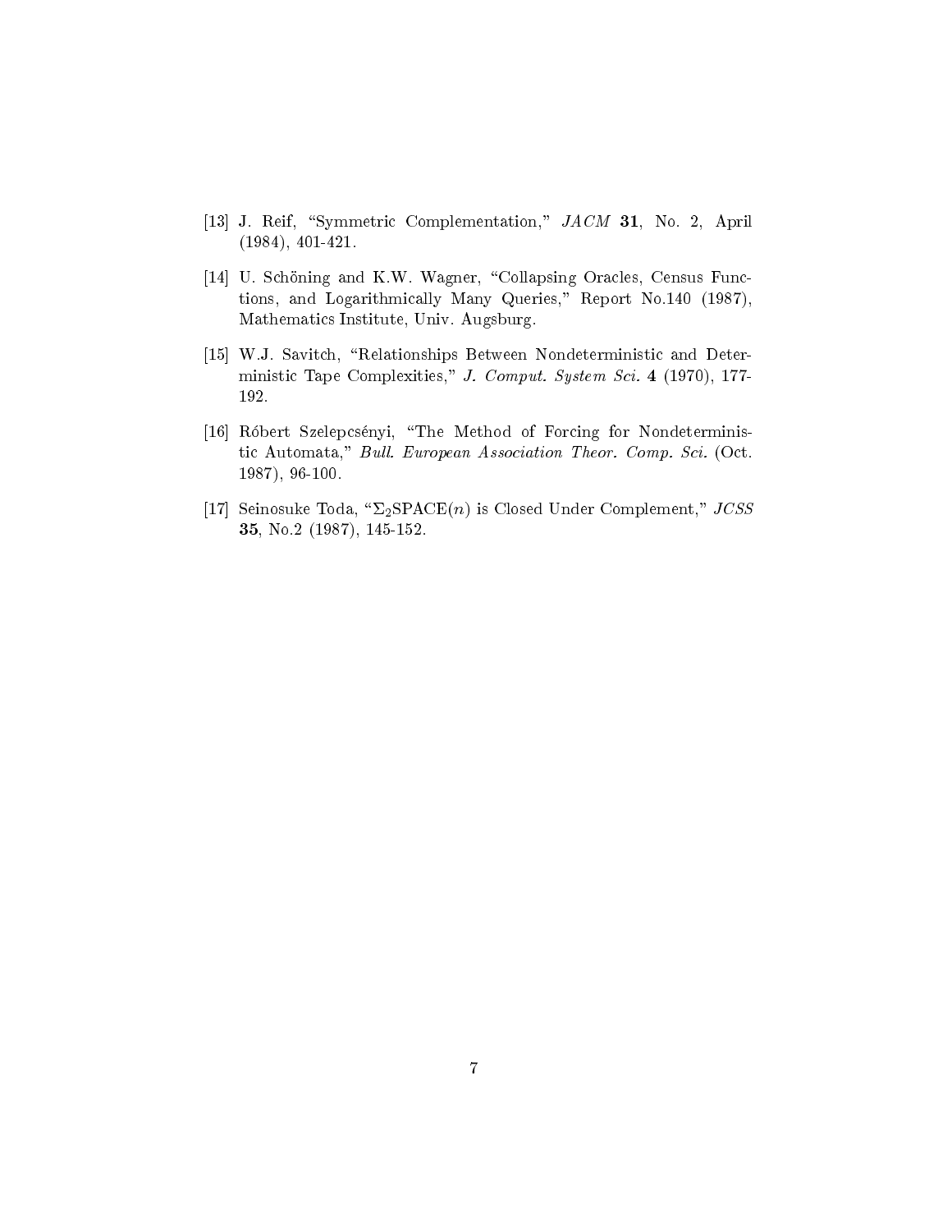[13] J. Reif, "Symmetric Complementation," *JACM* **31**, No. 2, April (1984), 401-421.

[14] U. Schöning and K.W. Wagner, "Collapsing Oracles, Census Functions, and Logarithmically Many Queries," Report No.140 (1987), Mathematics Institute, Univ. Augsburg.

[15] W.J. Savitch, "Relationships Between Nondeterministic and Deterministic Tape Complexities," *J. Comput. System Sci.* **4** (1970), 177-192.

[16] Róbert Szelepcsényi, "The Method of Forcing for Nondeterministic Automata," *Bull. European Association Theor. Comp. Sci.* (Oct. 1987), 96-100.

[17] Seinosuke Toda, "$\Sigma_2$SPACE($n$) is Closed Under Complement," *JCSS* **35**, No.2 (1987), 145-152.